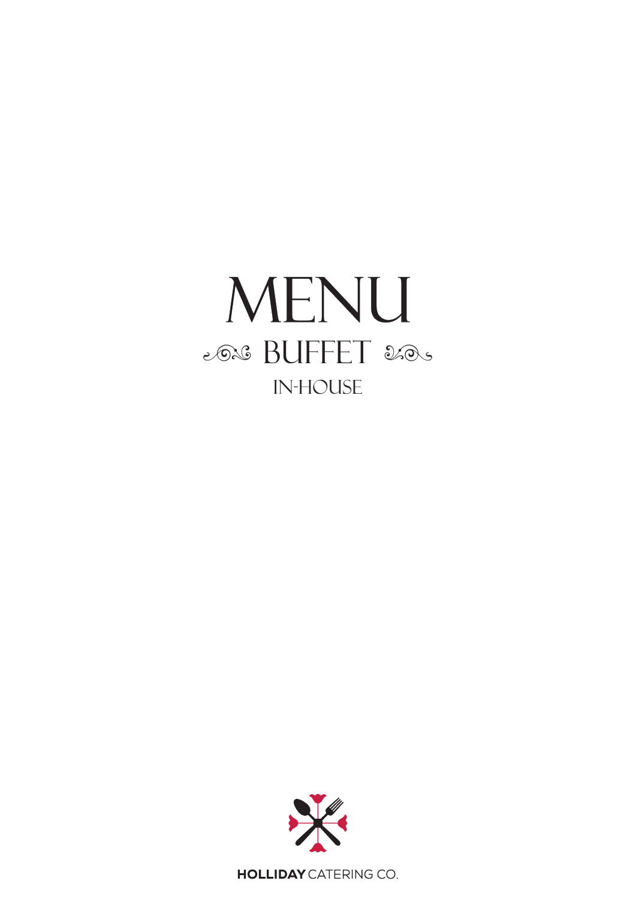# MENU

## BUFFET

### IN-HOUSE

**HOLLIDAY** CATERING CO.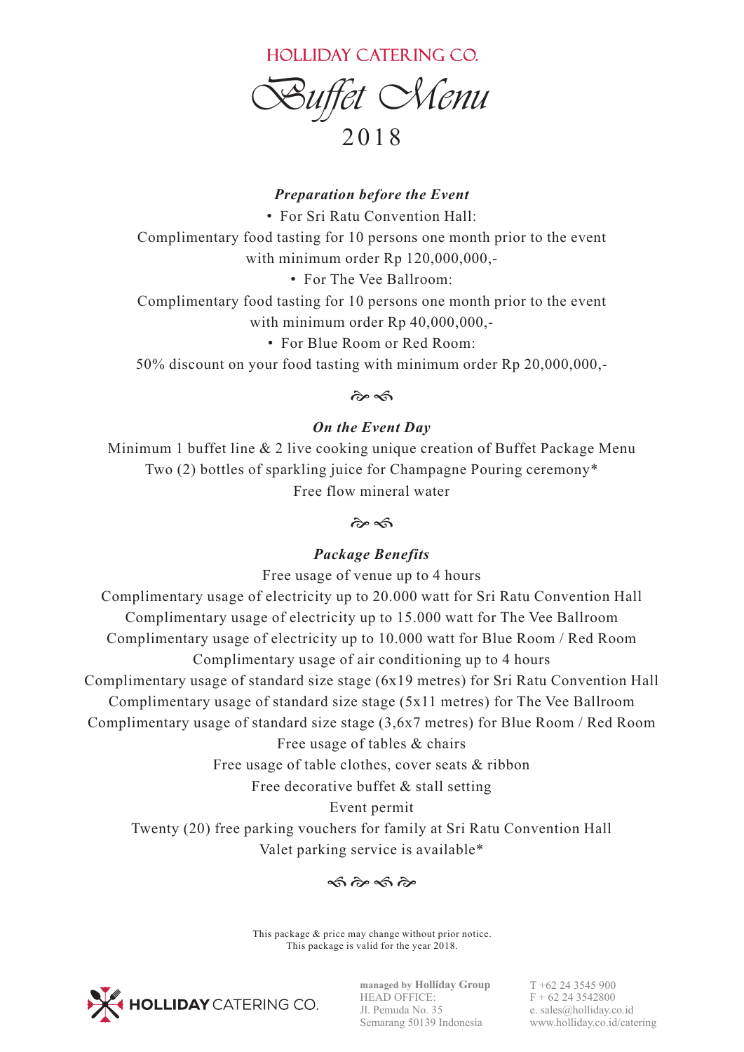HOLLIDAY CATERING CO.

# Buffet Menu

2018

### *Preparation before the Event*

- For Sri Ratu Convention Hall:

Complimentary food tasting for 10 persons one month prior to the event with minimum order Rp 120,000,000,-

- For The Vee Ballroom:

Complimentary food tasting for 10 persons one month prior to the event with minimum order Rp 40,000,000,-

- For Blue Room or Red Room:

50% discount on your food tasting with minimum order Rp 20,000,000,-

### *On the Event Day*

Minimum 1 buffet line & 2 live cooking unique creation of Buffet Package Menu

Two (2) bottles of sparkling juice for Champagne Pouring ceremony*

Free flow mineral water

### *Package Benefits*

Free usage of venue up to 4 hours

Complimentary usage of electricity up to 20.000 watt for Sri Ratu Convention Hall

Complimentary usage of electricity up to 15.000 watt for The Vee Ballroom

Complimentary usage of electricity up to 10.000 watt for Blue Room / Red Room

Complimentary usage of air conditioning up to 4 hours

Complimentary usage of standard size stage (6x19 metres) for Sri Ratu Convention Hall

Complimentary usage of standard size stage (5x11 metres) for The Vee Ballroom

Complimentary usage of standard size stage (3,6x7 metres) for Blue Room / Red Room

Free usage of tables & chairs

Free usage of table clothes, cover seats & ribbon

Free decorative buffet & stall setting

Event permit

Twenty (20) free parking vouchers for family at Sri Ratu Convention Hall

Valet parking service is available*

This package & price may change without prior notice.
This package is valid for the year 2018.

HOLLIDAY CATERING CO.

managed by **Holliday Group**
HEAD OFFICE:
Jl. Pemuda No. 35
Semarang 50139 Indonesia

T +62 24 3545 900
F + 62 24 3542800
e. sales@holliday.co.id
www.holliday.co.id/catering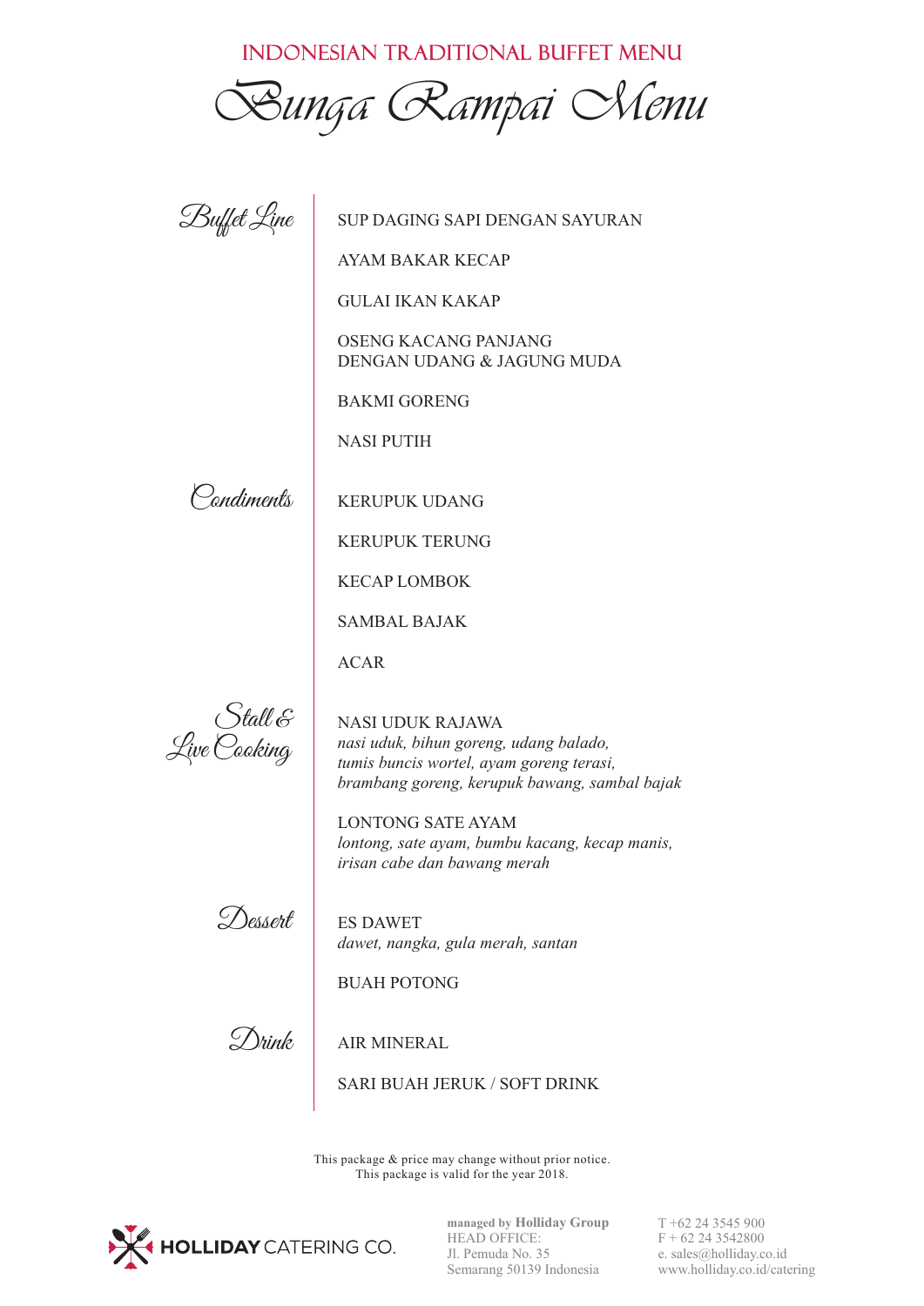# INDONESIAN TRADITIONAL BUFFET MENU

# Bunga Rampai Menu

## Buffet Line

SUP DAGING SAPI DENGAN SAYURAN

AYAM BAKAR KECAP

GULAI IKAN KAKAP

OSENG KACANG PANJANG
DENGAN UDANG & JAGUNG MUDA

BAKMI GORENG

NASI PUTIH

## Condiments

KERUPUK UDANG

KERUPUK TERUNG

KECAP LOMBOK

SAMBAL BAJAK

ACAR

## Stall & Live Cooking

NASI UDUK RAJAWA
*nasi uduk, bihun goreng, udang balado, tumis buncis wortel, ayam goreng terasi, brambang goreng, kerupuk bawang, sambal bajak*

LONTONG SATE AYAM
*lontong, sate ayam, bumbu kacang, kecap manis, irisan cabe dan bawang merah*

## Dessert

ES DAWET
*dawet, nangka, gula merah, santan*

BUAH POTONG

## Drink

AIR MINERAL

SARI BUAH JERUK / SOFT DRINK

This package & price may change without prior notice.
This package is valid for the year 2018.

HOLLIDAY CATERING CO.

managed by **Holliday Group**
HEAD OFFICE:
Jl. Pemuda No. 35
Semarang 50139 Indonesia

T +62 24 3545 900
F + 62 24 3542800
e. sales@holliday.co.id
www.holliday.co.id/catering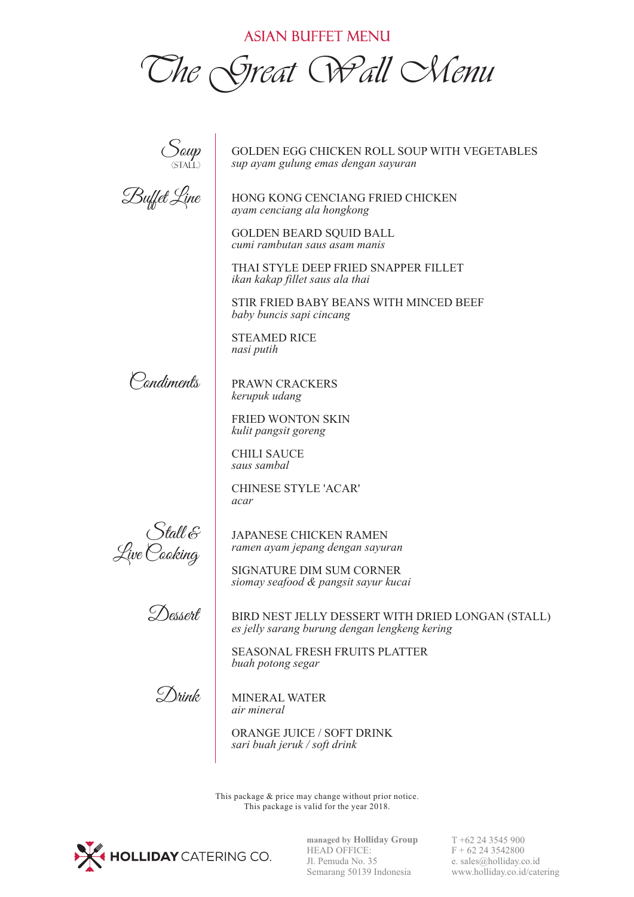ASIAN BUFFET MENU

# The Great Wall Menu

## Soup (STALL)

GOLDEN EGG CHICKEN ROLL SOUP WITH VEGETABLES
*sup ayam gulung emas dengan sayuran*

## Buffet Line

HONG KONG CENCIANG FRIED CHICKEN
*ayam cenciang ala hongkong*

GOLDEN BEARD SQUID BALL
*cumi rambutan saus asam manis*

THAI STYLE DEEP FRIED SNAPPER FILLET
*ikan kakap fillet saus ala thai*

STIR FRIED BABY BEANS WITH MINCED BEEF
*baby buncis sapi cincang*

STEAMED RICE
*nasi putih*

## Condiments

PRAWN CRACKERS
*kerupuk udang*

FRIED WONTON SKIN
*kulit pangsit goreng*

CHILI SAUCE
*saus sambal*

CHINESE STYLE 'ACAR'
*acar*

## Stall & Live Cooking

JAPANESE CHICKEN RAMEN
*ramen ayam jepang dengan sayuran*

SIGNATURE DIM SUM CORNER
*siomay seafood & pangsit sayur kucai*

## Dessert

BIRD NEST JELLY DESSERT WITH DRIED LONGAN (STALL)
*es jelly sarang burung dengan lengkeng kering*

SEASONAL FRESH FRUITS PLATTER
*buah potong segar*

## Drink

MINERAL WATER
*air mineral*

ORANGE JUICE / SOFT DRINK
*sari buah jeruk / soft drink*

This package & price may change without prior notice.
This package is valid for the year 2018.

HOLLIDAY CATERING CO.

managed by **Holliday Group**
HEAD OFFICE:
Jl. Pemuda No. 35
Semarang 50139 Indonesia

T +62 24 3545 900
F + 62 24 3542800
e. sales@holliday.co.id
www.holliday.co.id/catering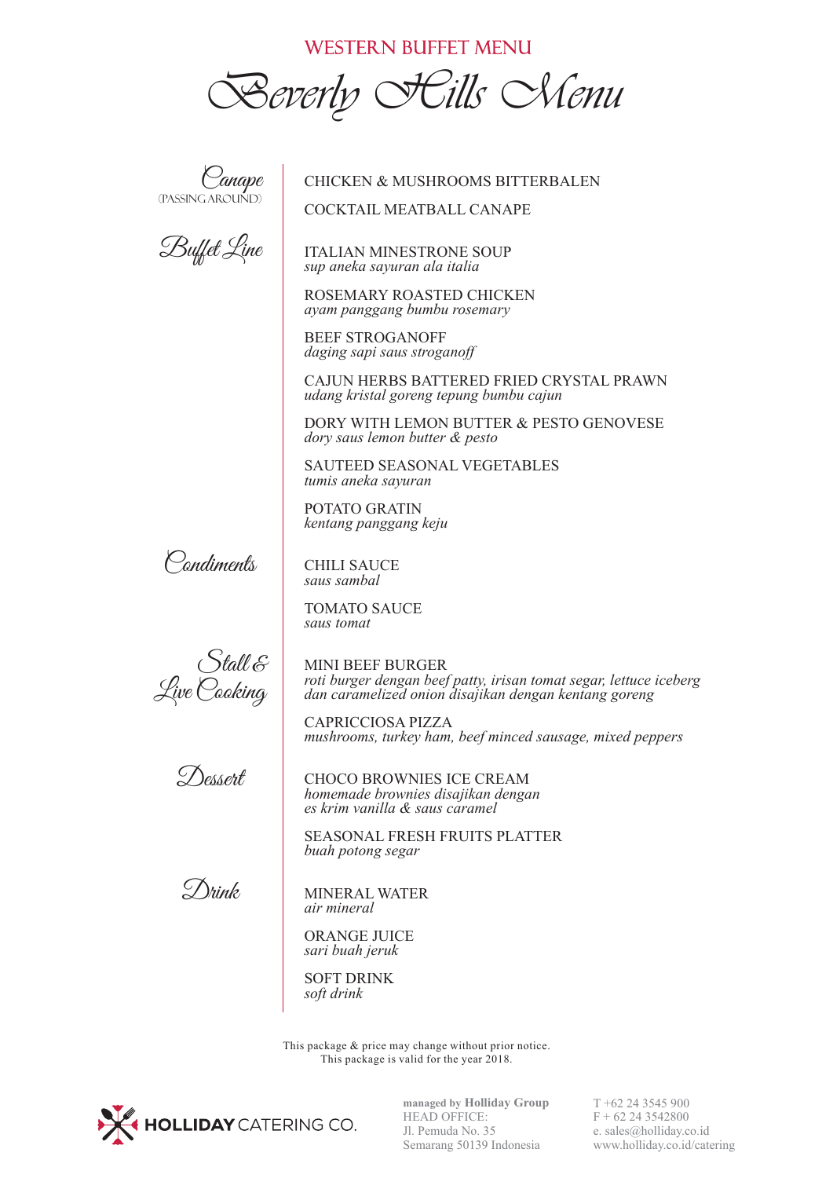# WESTERN BUFFET MENU

## Beverly Hills Menu

### Canape
(PASSING AROUND)

CHICKEN & MUSHROOMS BITTERBALEN

COCKTAIL MEATBALL CANAPE

### Buffet Line

ITALIAN MINESTRONE SOUP
*sup aneka sayuran ala italia*

ROSEMARY ROASTED CHICKEN
*ayam panggang bumbu rosemary*

BEEF STROGANOFF
*daging sapi saus stroganoff*

CAJUN HERBS BATTERED FRIED CRYSTAL PRAWN
*udang kristal goreng tepung bumbu cajun*

DORY WITH LEMON BUTTER & PESTO GENOVESE
*dory saus lemon butter & pesto*

SAUTEED SEASONAL VEGETABLES
*tumis aneka sayuran*

POTATO GRATIN
*kentang panggang keju*

### Condiments

CHILI SAUCE
*saus sambal*

TOMATO SAUCE
*saus tomat*

### Stall & Live Cooking

MINI BEEF BURGER
*roti burger dengan beef patty, irisan tomat segar, lettuce iceberg dan caramelized onion disajikan dengan kentang goreng*

CAPRICCIOSA PIZZA
*mushrooms, turkey ham, beef minced sausage, mixed peppers*

### Dessert

CHOCO BROWNIES ICE CREAM
*homemade brownies disajikan dengan es krim vanilla & saus caramel*

SEASONAL FRESH FRUITS PLATTER
*buah potong segar*

### Drink

MINERAL WATER
*air mineral*

ORANGE JUICE
*sari buah jeruk*

SOFT DRINK
*soft drink*

This package & price may change without prior notice.
This package is valid for the year 2018.

HOLLIDAY CATERING CO.

managed by **Holliday Group**
HEAD OFFICE:
Jl. Pemuda No. 35
Semarang 50139 Indonesia

T +62 24 3545 900
F + 62 24 3542800
e. sales@holliday.co.id
www.holliday.co.id/catering